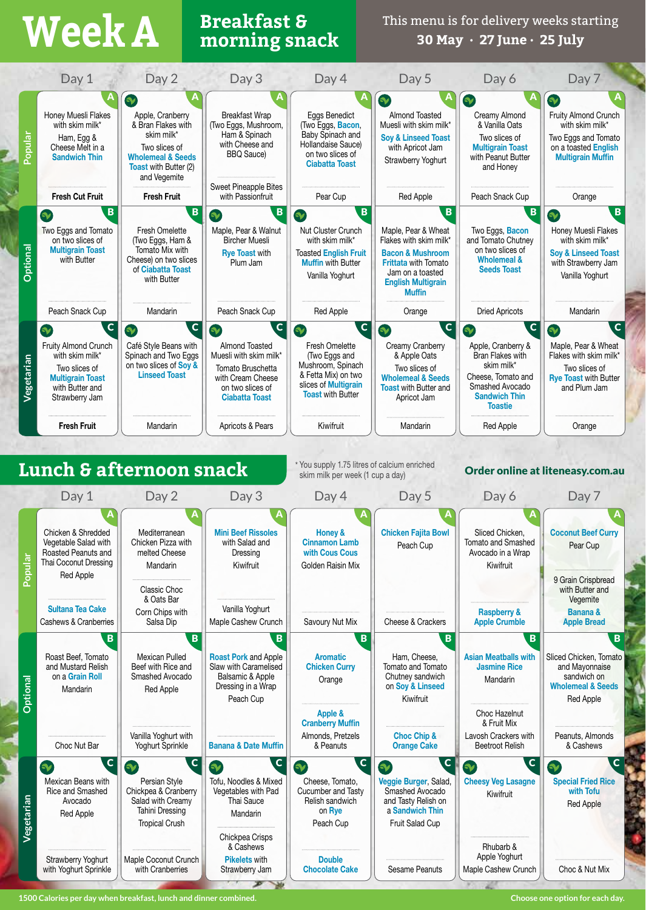# Week A

## Breakfast & morning snack

This menu is for delivery weeks starting **30 May · 27 June · 25 July**

| | Day 1 | Day 2 | Day 3 | Day 4 | Day 5 | Day 6 | Day 7 |
|---|---|---|---|---|---|---|---|
| **Popular (A)** | Honey Muesli Flakes with skim milk* <br> Ham, Egg & Cheese Melt in a Sandwich Thin <br> **Fresh Cut Fruit** | Apple, Cranberry & Bran Flakes with skim milk* <br> Two slices of Wholemeal & Seeds Toast with Butter (2) and Vegemite <br> **Fresh Fruit** | Breakfast Wrap (Two Eggs, Mushroom, Ham & Spinach with Cheese and BBQ Sauce) <br> Sweet Pineapple Bites with Passionfruit | Eggs Benedict (Two Eggs, Bacon, Baby Spinach and Hollandaise Sauce) on two slices of Ciabatta Toast <br> Pear Cup | Almond Toasted Muesli with skim milk* <br> Soy & Linseed Toast with Apricot Jam <br> Strawberry Yoghurt <br> Red Apple | Creamy Almond & Vanilla Oats <br> Two slices of Multigrain Toast with Peanut Butter and Honey <br> Peach Snack Cup | Fruity Almond Crunch with skim milk* <br> Two Eggs and Tomato on a toasted English Multigrain Muffin <br> Orange |
| **Optional (B)** | Two Eggs and Tomato on two slices of Multigrain Toast with Butter <br> Peach Snack Cup | Fresh Omelette (Two Eggs, Ham & Tomato Mix with Cheese) on two slices of Ciabatta Toast with Butter <br> Mandarin | Maple, Pear & Walnut Bircher Muesli <br> Rye Toast with Plum Jam <br> Peach Snack Cup | Nut Cluster Crunch with skim milk* <br> Toasted English Fruit Muffin with Butter <br> Vanilla Yoghurt <br> Red Apple | Maple, Pear & Wheat Flakes with skim milk* <br> Bacon & Mushroom Frittata with Tomato Jam on a toasted English Multigrain Muffin <br> Orange | Two Eggs, Bacon and Tomato Chutney on two slices of Wholemeal & Seeds Toast <br> Dried Apricots | Honey Muesli Flakes with skim milk* <br> Soy & Linseed Toast with Strawberry Jam <br> Vanilla Yoghurt <br> Mandarin |
| **Vegetarian (C)** | Fruity Almond Crunch with skim milk* <br> Two slices of Multigrain Toast with Butter and Strawberry Jam <br> **Fresh Fruit** | Café Style Beans with Spinach and Two Eggs on two slices of Soy & Linseed Toast <br> Mandarin | Almond Toasted Muesli with skim milk* <br> Tomato Bruschetta with Cream Cheese on two slices of Ciabatta Toast <br> Apricots & Pears | Fresh Omelette (Two Eggs and Mushroom, Spinach & Fetta Mix) on two slices of Multigrain Toast with Butter <br> Kiwifruit | Creamy Cranberry & Apple Oats <br> Two slices of Wholemeal & Seeds Toast with Butter and Apricot Jam <br> Mandarin | Apple, Cranberry & Bran Flakes with skim milk* <br> Cheese, Tomato and Smashed Avocado Sandwich Thin Toastie <br> Red Apple | Maple, Pear & Wheat Flakes with skim milk* <br> Two slices of Rye Toast with Butter and Plum Jam <br> Orange |

## Lunch & afternoon snack

\* You supply 1.75 litres of calcium enriched skim milk per week (1 cup a day)

**Order online at liteneasy.com.au**

| | Day 1 | Day 2 | Day 3 | Day 4 | Day 5 | Day 6 | Day 7 |
|---|---|---|---|---|---|---|---|
| **Popular (A)** | Chicken & Shredded Vegetable Salad with Roasted Peanuts and Thai Coconut Dressing <br> Red Apple <br> Sultana Tea Cake <br> Cashews & Cranberries | Mediterranean Chicken Pizza with melted Cheese <br> Mandarin <br> Classic Choc & Oats Bar <br> Corn Chips with Salsa Dip | Mini Beef Rissoles with Salad and Dressing <br> Kiwifruit <br> Vanilla Yoghurt <br> Maple Cashew Crunch | Honey & Cinnamon Lamb with Cous Cous <br> Golden Raisin Mix <br> Savoury Nut Mix | Chicken Fajita Bowl <br> Peach Cup <br> Cheese & Crackers | Sliced Chicken, Tomato and Smashed Avocado in a Wrap <br> Kiwifruit <br> Raspberry & Apple Crumble | Coconut Beef Curry <br> Pear Cup <br> 9 Grain Crispbread with Butter and Vegemite <br> Banana & Apple Bread |
| **Optional (B)** | Roast Beef, Tomato and Mustard Relish on a Grain Roll <br> Mandarin <br> Choc Nut Bar | Mexican Pulled Beef with Rice and Smashed Avocado <br> Red Apple <br> Vanilla Yoghurt with Yoghurt Sprinkle | Roast Pork and Apple Slaw with Caramelised Balsamic & Apple Dressing in a Wrap <br> Peach Cup <br> Banana & Date Muffin | Aromatic Chicken Curry <br> Orange <br> Apple & Cranberry Muffin <br> Almonds, Pretzels & Peanuts | Ham, Cheese, Tomato and Tomato Chutney sandwich on Soy & Linseed <br> Kiwifruit <br> Choc Chip & Orange Cake | Asian Meatballs with Jasmine Rice <br> Mandarin <br> Choc Hazelnut & Fruit Mix <br> Lavosh Crackers with Beetroot Relish | Sliced Chicken, Tomato and Mayonnaise sandwich on Wholemeal & Seeds <br> Red Apple <br> Peanuts, Almonds & Cashews |
| **Vegetarian (C)** | Mexican Beans with Rice and Smashed Avocado <br> Red Apple <br> Strawberry Yoghurt with Yoghurt Sprinkle | Persian Style Chickpea & Cranberry Salad with Creamy Tahini Dressing <br> Tropical Crush <br> Maple Coconut Crunch with Cranberries | Tofu, Noodles & Mixed Vegetables with Pad Thai Sauce <br> Mandarin <br> Chickpea Crisps & Cashews <br> Pikelets with Strawberry Jam | Cheese, Tomato, Cucumber and Tasty Relish sandwich on Rye <br> Peach Cup <br> Double Chocolate Cake | Veggie Burger, Salad, Smashed Avocado and Tasty Relish on a Sandwich Thin <br> Fruit Salad Cup <br> Sesame Peanuts | Cheesy Veg Lasagne <br> Kiwifruit <br> Rhubarb & Apple Yoghurt <br> Maple Cashew Crunch | Special Fried Rice with Tofu <br> Red Apple <br> Choc & Nut Mix |

1500 Calories per day when breakfast, lunch and dinner combined.

Choose one option for each day.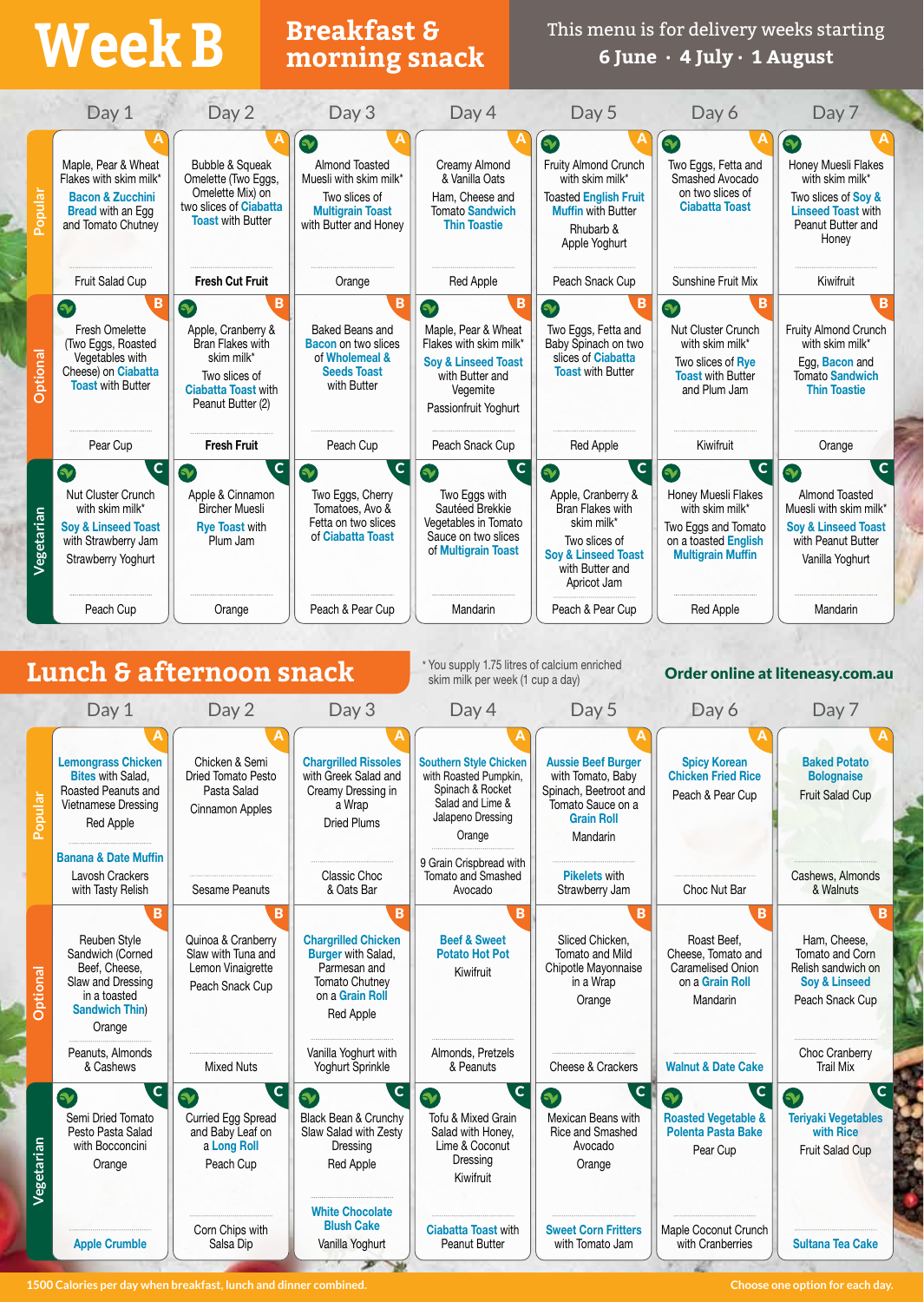# Week B

## Breakfast & morning snack

This menu is for delivery weeks starting **6 June · 4 July · 1 August**

| | Day 1 | Day 2 | Day 3 | Day 4 | Day 5 | Day 6 | Day 7 |
|---|---|---|---|---|---|---|---|
| **Popular** (A) | Maple, Pear & Wheat Flakes with skim milk* **Bacon & Zucchini Bread** with an Egg and Tomato Chutney | Bubble & Squeak Omelette (Two Eggs, Omelette Mix) on two slices of **Ciabatta Toast** with Butter | Almond Toasted Muesli with skim milk* Two slices of **Multigrain Toast** with Butter and Honey | Creamy Almond & Vanilla Oats Ham, Cheese and Tomato **Sandwich Thin Toastie** | Fruity Almond Crunch with skim milk* Toasted **English Fruit Muffin** with Butter Rhubarb & Apple Yoghurt | Two Eggs, Fetta and Smashed Avocado on two slices of **Ciabatta Toast** | Honey Muesli Flakes with skim milk* Two slices of **Soy & Linseed Toast** with Peanut Butter and Honey |
| Snack | Fruit Salad Cup | Fresh Cut Fruit | Orange | Red Apple | Peach Snack Cup | Sunshine Fruit Mix | Kiwifruit |
| **Optional** (B) | Fresh Omelette (Two Eggs, Roasted Vegetables with Cheese) on **Ciabatta Toast** with Butter | Apple, Cranberry & Bran Flakes with skim milk* Two slices of **Ciabatta Toast** with Peanut Butter (2) | Baked Beans and **Bacon** on two slices of **Wholemeal & Seeds Toast** with Butter | Maple, Pear & Wheat Flakes with skim milk* **Soy & Linseed Toast** with Butter and Vegemite Passionfruit Yoghurt | Two Eggs, Fetta and Baby Spinach on two slices of **Ciabatta Toast** with Butter | Nut Cluster Crunch with skim milk* Two slices of **Rye Toast** with Butter and Plum Jam | Fruity Almond Crunch with skim milk* Egg, **Bacon** and Tomato **Sandwich Thin Toastie** |
| Snack | Pear Cup | Fresh Fruit | Peach Cup | Peach Snack Cup | Red Apple | Kiwifruit | Orange |
| **Vegetarian** (C) | Nut Cluster Crunch with skim milk* **Soy & Linseed Toast** with Strawberry Jam Strawberry Yoghurt | Apple & Cinnamon Bircher Muesli **Rye Toast** with Plum Jam | Two Eggs, Cherry Tomatoes, Avo & Fetta on two slices of **Ciabatta Toast** | Two Eggs with Sautéed Brekkie Vegetables in Tomato Sauce on two slices of **Multigrain Toast** | Apple, Cranberry & Bran Flakes with skim milk* Two slices of **Soy & Linseed Toast** with Butter and Apricot Jam | Honey Muesli Flakes with skim milk* Two Eggs and Tomato on a toasted **English Multigrain Muffin** | Almond Toasted Muesli with skim milk* **Soy & Linseed Toast** with Peanut Butter Vanilla Yoghurt |
| Snack | Peach Cup | Orange | Peach & Pear Cup | Mandarin | Peach & Pear Cup | Red Apple | Mandarin |

## Lunch & afternoon snack

* You supply 1.75 litres of calcium enriched skim milk per week (1 cup a day)

**Order online at liteneasy.com.au**

| | Day 1 | Day 2 | Day 3 | Day 4 | Day 5 | Day 6 | Day 7 |
|---|---|---|---|---|---|---|---|
| **Popular** (A) | **Lemongrass Chicken Bites** with Salad, Roasted Peanuts and Vietnamese Dressing Red Apple | Chicken & Semi Dried Tomato Pesto Pasta Salad Cinnamon Apples | **Chargrilled Rissoles** with Greek Salad and Creamy Dressing in a Wrap Dried Plums | **Southern Style Chicken** with Roasted Pumpkin, Spinach & Rocket Salad and Lime & Jalapeno Dressing Orange | **Aussie Beef Burger** with Tomato, Baby Spinach, Beetroot and Tomato Sauce on a **Grain Roll** Mandarin | **Spicy Korean Chicken Fried Rice** Peach & Pear Cup | **Baked Potato Bolognaise** Fruit Salad Cup |
| Snack | **Banana & Date Muffin** Lavosh Crackers with Tasty Relish | Sesame Peanuts | Classic Choc & Oats Bar | 9 Grain Crispbread with Tomato and Smashed Avocado | **Pikelets** with Strawberry Jam | Choc Nut Bar | Cashews, Almonds & Walnuts |
| **Optional** (B) | Reuben Style Sandwich (Corned Beef, Cheese, Slaw and Dressing in a toasted **Sandwich Thin**) Orange | Quinoa & Cranberry Slaw with Tuna and Lemon Vinaigrette Peach Snack Cup | **Chargrilled Chicken Burger** with Salad, Parmesan and Tomato Chutney on a **Grain Roll** Red Apple | **Beef & Sweet Potato Hot Pot** Kiwifruit | Sliced Chicken, Tomato and Mild Chipotle Mayonnaise in a Wrap Orange | Roast Beef, Cheese, Tomato and Caramelised Onion on a **Grain Roll** Mandarin | Ham, Cheese, Tomato and Corn Relish sandwich on **Soy & Linseed** Peach Snack Cup |
| Snack | Peanuts, Almonds & Cashews | Mixed Nuts | Vanilla Yoghurt with Yoghurt Sprinkle | Almonds, Pretzels & Peanuts | Cheese & Crackers | **Walnut & Date Cake** | Choc Cranberry Trail Mix |
| **Vegetarian** (C) | Semi Dried Tomato Pesto Pasta Salad with Bocconcini Orange | Curried Egg Spread and Baby Leaf on a **Long Roll** Peach Cup | Black Bean & Crunchy Slaw Salad with Zesty Dressing Red Apple | Tofu & Mixed Grain Salad with Honey, Lime & Coconut Dressing Kiwifruit | Mexican Beans with Rice and Smashed Avocado Orange | **Roasted Vegetable & Polenta Pasta Bake** Pear Cup | **Teriyaki Vegetables with Rice** Fruit Salad Cup |
| Snack | **Apple Crumble** | Corn Chips with Salsa Dip | **White Chocolate Blush Cake** Vanilla Yoghurt | **Ciabatta Toast** with Peanut Butter | **Sweet Corn Fritters** with Tomato Jam | Maple Coconut Crunch with Cranberries | **Sultana Tea Cake** |

1500 Calories per day when breakfast, lunch and dinner combined.

Choose one option for each day.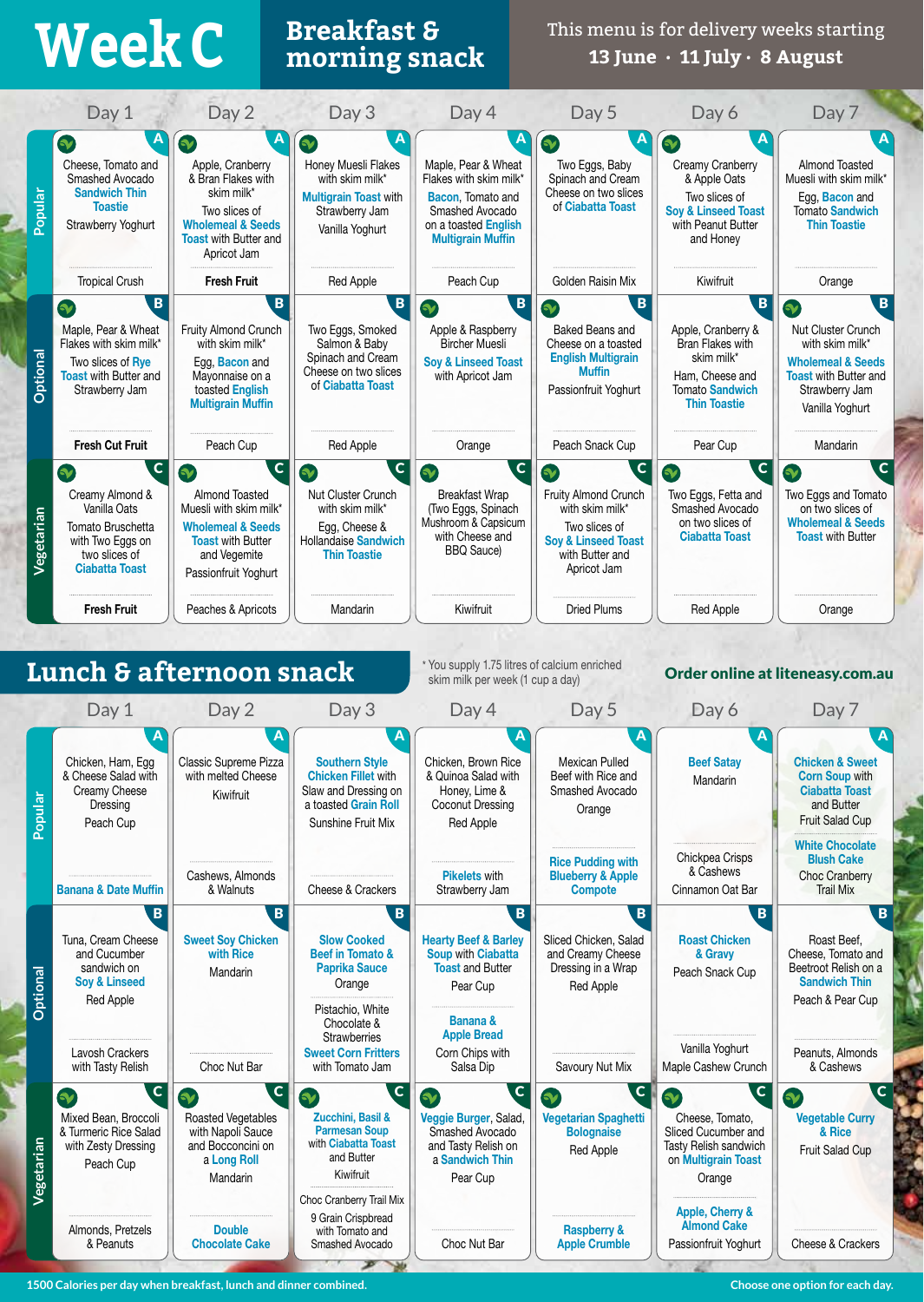# Week C

## Breakfast & morning snack

This menu is for delivery weeks starting **13 June · 11 July · 8 August**

| | Day 1 | Day 2 | Day 3 | Day 4 | Day 5 | Day 6 | Day 7 |
|---|---|---|---|---|---|---|---|
| **Popular** (A) | Cheese, Tomato and Smashed Avocado Sandwich Thin Toastie<br>Strawberry Yoghurt<br><br>Tropical Crush | Apple, Cranberry & Bran Flakes with skim milk*<br>Two slices of Wholemeal & Seeds Toast with Butter and Apricot Jam<br><br>**Fresh Fruit** | Honey Muesli Flakes with skim milk*<br>Multigrain Toast with Strawberry Jam<br>Vanilla Yoghurt<br><br>Red Apple | Maple, Pear & Wheat Flakes with skim milk*<br>Bacon, Tomato and Smashed Avocado on a toasted English Multigrain Muffin<br><br>Peach Cup | Two Eggs, Baby Spinach and Cream Cheese on two slices of Ciabatta Toast<br><br>Golden Raisin Mix | Creamy Cranberry & Apple Oats<br>Two slices of Soy & Linseed Toast with Peanut Butter and Honey<br><br>Kiwifruit | Almond Toasted Muesli with skim milk*<br>Egg, Bacon and Tomato Sandwich Thin Toastie<br><br>Orange |
| **Optional** (B) | Maple, Pear & Wheat Flakes with skim milk*<br>Two slices of Rye Toast with Butter and Strawberry Jam<br><br>**Fresh Cut Fruit** | Fruity Almond Crunch with skim milk*<br>Egg, Bacon and Mayonnaise on a toasted English Multigrain Muffin<br><br>Peach Cup | Two Eggs, Smoked Salmon & Baby Spinach and Cream Cheese on two slices of Ciabatta Toast<br><br>Red Apple | Apple & Raspberry Bircher Muesli<br>Soy & Linseed Toast with Apricot Jam<br><br>Orange | Baked Beans and Cheese on a toasted English Multigrain Muffin<br>Passionfruit Yoghurt<br><br>Peach Snack Cup | Apple, Cranberry & Bran Flakes with skim milk*<br>Ham, Cheese and Tomato Sandwich Thin Toastie<br><br>Pear Cup | Nut Cluster Crunch with skim milk*<br>Wholemeal & Seeds Toast with Butter and Strawberry Jam<br>Vanilla Yoghurt<br><br>Mandarin |
| **Vegetarian** (C) | Creamy Almond & Vanilla Oats<br>Tomato Bruschetta with Two Eggs on two slices of Ciabatta Toast<br><br>**Fresh Fruit** | Almond Toasted Muesli with skim milk*<br>Wholemeal & Seeds Toast with Butter and Vegemite<br>Passionfruit Yoghurt<br><br>Peaches & Apricots | Nut Cluster Crunch with skim milk*<br>Egg, Cheese & Hollandaise Sandwich Thin Toastie<br><br>Mandarin | Breakfast Wrap (Two Eggs, Spinach Mushroom & Capsicum with Cheese and BBQ Sauce)<br><br>Kiwifruit | Fruity Almond Crunch with skim milk*<br>Two slices of Soy & Linseed Toast with Butter and Apricot Jam<br><br>Dried Plums | Two Eggs, Fetta and Smashed Avocado on two slices of Ciabatta Toast<br><br>Red Apple | Two Eggs and Tomato on two slices of Wholemeal & Seeds Toast with Butter<br><br>Orange |

## Lunch & afternoon snack

\* You supply 1.75 litres of calcium enriched skim milk per week (1 cup a day)

**Order online at liteeasy.com.au**

| | Day 1 | Day 2 | Day 3 | Day 4 | Day 5 | Day 6 | Day 7 |
|---|---|---|---|---|---|---|---|
| **Popular** (A) | Chicken, Ham, Egg & Cheese Salad with Creamy Cheese Dressing<br>Peach Cup<br><br>Banana & Date Muffin | Classic Supreme Pizza with melted Cheese<br>Kiwifruit<br><br>Cashews, Almonds & Walnuts | Southern Style Chicken Fillet with Slaw and Dressing on a toasted Grain Roll<br>Sunshine Fruit Mix<br><br>Cheese & Crackers | Chicken, Brown Rice & Quinoa Salad with Honey, Lime & Coconut Dressing<br>Red Apple<br><br>Pikelets with Strawberry Jam | Mexican Pulled Beef with Rice and Smashed Avocado<br>Orange<br><br>Rice Pudding with Blueberry & Apple Compote | Beef Satay<br>Mandarin<br><br>Chickpea Crisps & Cashews<br>Cinnamon Oat Bar | Chicken & Sweet Corn Soup with Ciabatta Toast and Butter<br>Fruit Salad Cup<br><br>White Chocolate Blush Cake<br>Choc Cranberry Trail Mix |
| **Optional** (B) | Tuna, Cream Cheese and Cucumber sandwich on Soy & Linseed<br>Red Apple<br><br>Lavosh Crackers with Tasty Relish | Sweet Soy Chicken with Rice<br>Mandarin<br><br>Choc Nut Bar | Slow Cooked Beef in Tomato & Paprika Sauce<br>Orange<br><br>Pistachio, White Chocolate & Strawberries<br>Sweet Corn Fritters with Tomato Jam | Hearty Beef & Barley Soup with Ciabatta Toast and Butter<br>Pear Cup<br><br>Banana & Apple Bread<br>Corn Chips with Salsa Dip | Sliced Chicken, Salad and Creamy Cheese Dressing in a Wrap<br>Red Apple<br><br>Savoury Nut Mix | Roast Chicken & Gravy<br>Peach Snack Cup<br><br>Vanilla Yoghurt<br>Maple Cashew Crunch | Roast Beef, Cheese, Tomato and Beetroot Relish on a Sandwich Thin<br>Peach & Pear Cup<br><br>Peanuts, Almonds & Cashews |
| **Vegetarian** (C) | Mixed Bean, Broccoli & Turmeric Rice Salad with Zesty Dressing<br>Peach Cup<br><br>Almonds, Pretzels & Peanuts | Roasted Vegetables with Napoli Sauce and Bocconcini on a Long Roll<br>Mandarin<br><br>Double Chocolate Cake | Zucchini, Basil & Parmesan Soup with Ciabatta Toast and Butter<br>Kiwifruit<br><br>Choc Cranberry Trail Mix<br>9 Grain Crispbread with Tomato and Smashed Avocado | Veggie Burger, Salad, Smashed Avocado and Tasty Relish on a Sandwich Thin<br>Pear Cup<br><br>Choc Nut Bar | Vegetarian Spaghetti Bolognaise<br>Red Apple<br><br>Raspberry & Apple Crumble | Cheese, Tomato, Sliced Cucumber and Tasty Relish sandwich on Multigrain Toast<br>Orange<br><br>Apple, Cherry & Almond Cake<br>Passionfruit Yoghurt | Vegetable Curry & Rice<br>Fruit Salad Cup<br><br>Cheese & Crackers |

1500 Calories per day when breakfast, lunch and dinner combined.

Choose one option for each day.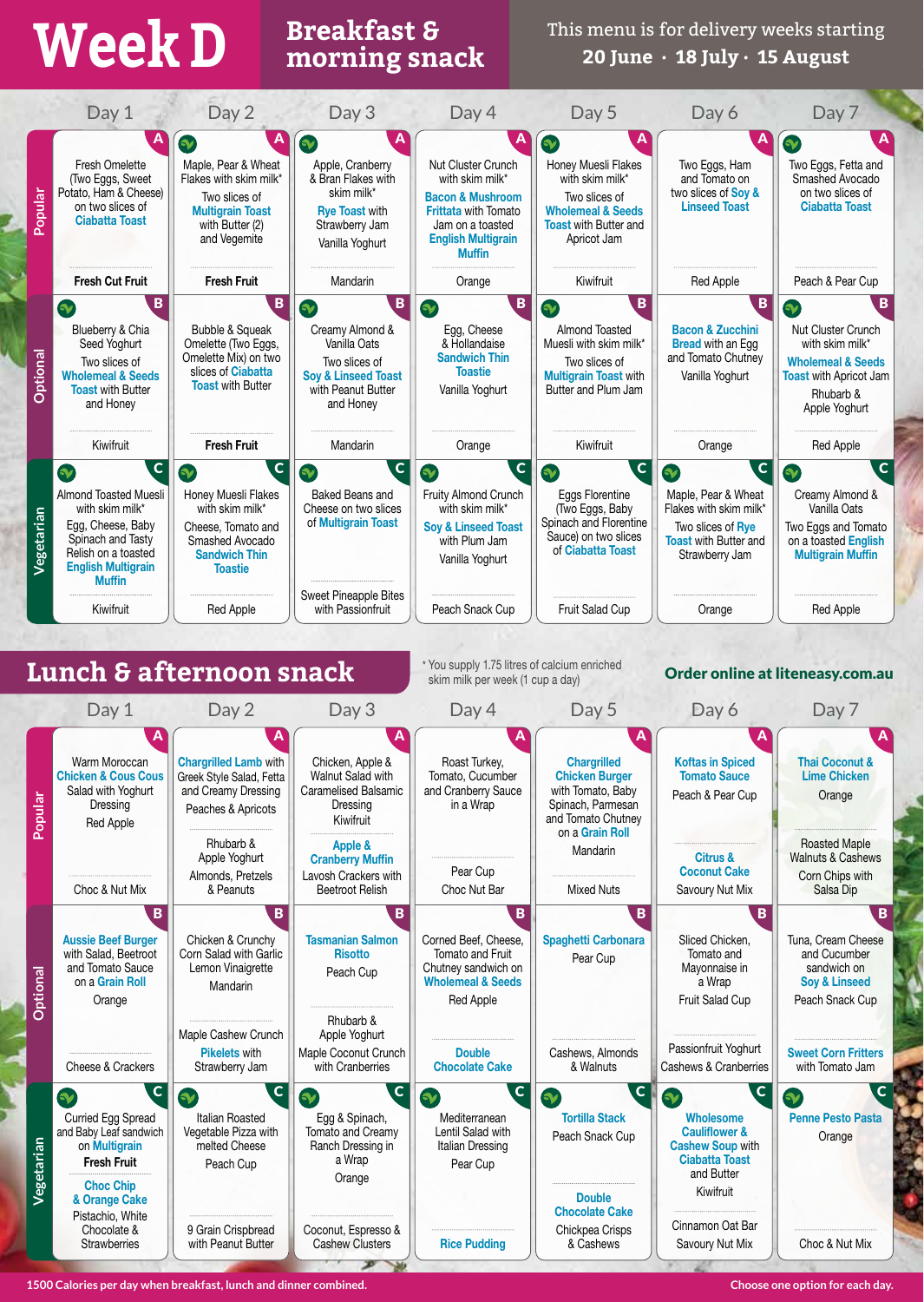# Week D

## Breakfast & morning snack

This menu is for delivery weeks starting **20 June · 18 July · 15 August**

| | Day 1 | Day 2 | Day 3 | Day 4 | Day 5 | Day 6 | Day 7 |
|---|---|---|---|---|---|---|---|
| **Popular (A)** | Fresh Omelette (Two Eggs, Sweet Potato, Ham & Cheese) on two slices of Ciabatta Toast | Maple, Pear & Wheat Flakes with skim milk* Two slices of Multigrain Toast with Butter (2) and Vegemite | Apple, Cranberry & Bran Flakes with skim milk* Rye Toast with Strawberry Jam Vanilla Yoghurt | Nut Cluster Crunch with skim milk* Bacon & Mushroom Frittata with Tomato Jam on a toasted English Multigrain Muffin | Honey Muesli Flakes with skim milk* Two slices of Wholemeal & Seeds Toast with Butter and Apricot Jam | Two Eggs, Ham and Tomato on two slices of Soy & Linseed Toast | Two Eggs, Fetta and Smashed Avocado on two slices of Ciabatta Toast |
| | Fresh Cut Fruit | Fresh Fruit | Mandarin | Orange | Kiwifruit | Red Apple | Peach & Pear Cup |
| **Optional (B)** | Blueberry & Chia Seed Yoghurt Two slices of Wholemeal & Seeds Toast with Butter and Honey | Bubble & Squeak Omelette (Two Eggs, Omelette Mix) on two slices of Ciabatta Toast with Butter | Creamy Almond & Vanilla Oats Two slices of Soy & Linseed Toast with Peanut Butter and Honey | Egg, Cheese & Hollandaise Sandwich Thin Toastie Vanilla Yoghurt | Almond Toasted Muesli with skim milk* Two slices of Multigrain Toast with Butter and Plum Jam | Bacon & Zucchini Bread with an Egg and Tomato Chutney Vanilla Yoghurt | Nut Cluster Crunch with skim milk* Wholemeal & Seeds Toast with Apricot Jam Rhubarb & Apple Yoghurt |
| | Kiwifruit | Fresh Fruit | Mandarin | Orange | Kiwifruit | Orange | Red Apple |
| **Vegetarian (C)** | Almond Toasted Muesli with skim milk* Egg, Cheese, Baby Spinach and Tasty Relish on a toasted English Multigrain Muffin | Honey Muesli Flakes with skim milk* Cheese, Tomato and Smashed Avocado Sandwich Thin Toastie | Baked Beans and Cheese on two slices of Multigrain Toast | Fruity Almond Crunch with skim milk* Soy & Linseed Toast with Plum Jam Vanilla Yoghurt | Eggs Florentine (Two Eggs, Baby Spinach and Florentine Sauce) on two slices of Ciabatta Toast | Maple, Pear & Wheat Flakes with skim milk* Two slices of Rye Toast with Butter and Strawberry Jam | Creamy Almond & Vanilla Oats Two Eggs and Tomato on a toasted English Multigrain Muffin |
| | Kiwifruit | Red Apple | Sweet Pineapple Bites with Passionfruit | Peach Snack Cup | Fruit Salad Cup | Orange | Red Apple |

## Lunch & afternoon snack

* You supply 1.75 litres of calcium enriched skim milk per week (1 cup a day)

**Order online at liteneasy.com.au**

| | Day 1 | Day 2 | Day 3 | Day 4 | Day 5 | Day 6 | Day 7 |
|---|---|---|---|---|---|---|---|
| **Popular (A)** | Warm Moroccan Chicken & Cous Cous Salad with Yoghurt Dressing Red Apple | Chargrilled Lamb with Greek Style Salad, Fetta and Creamy Dressing Peaches & Apricots | Chicken, Apple & Walnut Salad with Caramelised Balsamic Dressing Kiwifruit | Roast Turkey, Tomato, Cucumber and Cranberry Sauce in a Wrap | Chargrilled Chicken Burger with Tomato, Baby Spinach, Parmesan and Tomato Chutney on a Grain Roll Mandarin | Koftas in Spiced Tomato Sauce Peach & Pear Cup | Thai Coconut & Lime Chicken Orange |
| | Choc & Nut Mix | Rhubarb & Apple Yoghurt Almonds, Pretzels & Peanuts | Apple & Cranberry Muffin Lavosh Crackers with Beetroot Relish | Pear Cup Choc Nut Bar | Mixed Nuts | Citrus & Coconut Cake Savoury Nut Mix | Roasted Maple Walnuts & Cashews Corn Chips with Salsa Dip |
| **Optional (B)** | Aussie Beef Burger with Salad, Beetroot and Tomato Sauce on a Grain Roll Orange | Chicken & Crunchy Corn Salad with Garlic Lemon Vinaigrette Mandarin | Tasmanian Salmon Risotto Peach Cup | Corned Beef, Cheese, Tomato and Fruit Chutney sandwich on Wholemeal & Seeds Red Apple | Spaghetti Carbonara Pear Cup | Sliced Chicken, Tomato and Mayonnaise in a Wrap Fruit Salad Cup | Tuna, Cream Cheese and Cucumber sandwich on Soy & Linseed Peach Snack Cup |
| | Cheese & Crackers | Maple Cashew Crunch Pikelets with Strawberry Jam | Rhubarb & Apple Yoghurt Maple Coconut Crunch with Cranberries | Double Chocolate Cake | Cashews, Almonds & Walnuts | Passionfruit Yoghurt Cashews & Cranberries | Sweet Corn Fritters with Tomato Jam |
| **Vegetarian (C)** | Curried Egg Spread and Baby Leaf sandwich on Multigrain Fresh Fruit | Italian Roasted Vegetable Pizza with melted Cheese Peach Cup | Egg & Spinach, Tomato and Creamy Ranch Dressing in a Wrap Orange | Mediterranean Lentil Salad with Italian Dressing Pear Cup | Tortilla Stack Peach Snack Cup | Wholesome Cauliflower & Cashew Soup with Ciabatta Toast and Butter Kiwifruit | Penne Pesto Pasta Orange |
| | Choc Chip & Orange Cake Pistachio, White Chocolate & Strawberries | 9 Grain Crispbread with Peanut Butter | Coconut, Espresso & Cashew Clusters | Rice Pudding | Double Chocolate Cake Chickpea Crisps & Cashews | Cinnamon Oat Bar Savoury Nut Mix | Choc & Nut Mix |

1500 Calories per day when breakfast, lunch and dinner combined.

Choose one option for each day.